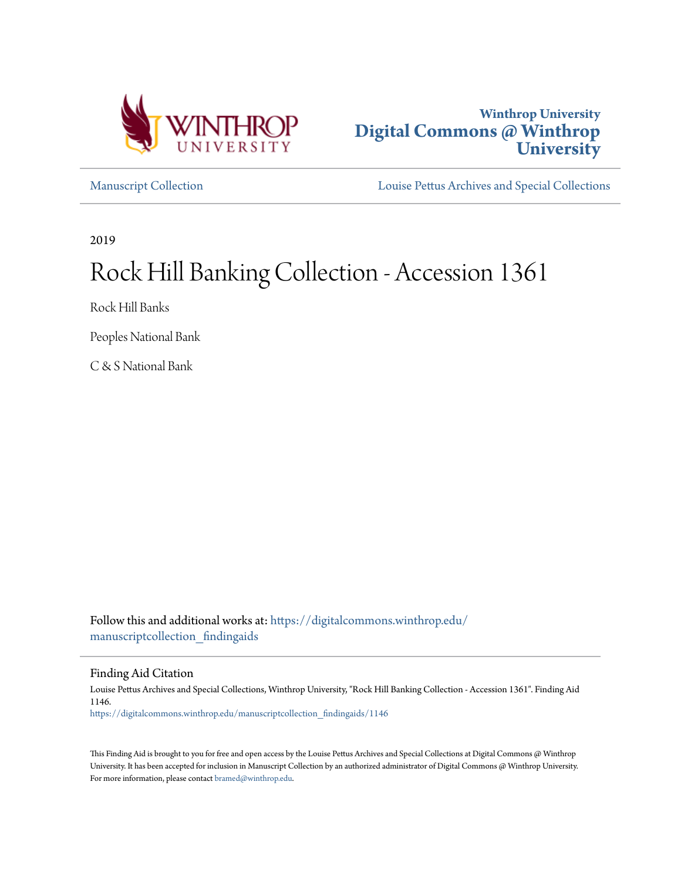Winthrop University
**Digital Commons @ Winthrop University**

Manuscript Collection | Louise Pettus Archives and Special Collections

2019

# Rock Hill Banking Collection - Accession 1361

Rock Hill Banks

Peoples National Bank

C & S National Bank

Follow this and additional works at: https://digitalcommons.winthrop.edu/manuscriptcollection_findingaids

## Finding Aid Citation

Louise Pettus Archives and Special Collections, Winthrop University, "Rock Hill Banking Collection - Accession 1361". Finding Aid 1146.
https://digitalcommons.winthrop.edu/manuscriptcollection_findingaids/1146

This Finding Aid is brought to you for free and open access by the Louise Pettus Archives and Special Collections at Digital Commons @ Winthrop University. It has been accepted for inclusion in Manuscript Collection by an authorized administrator of Digital Commons @ Winthrop University. For more information, please contact bramed@winthrop.edu.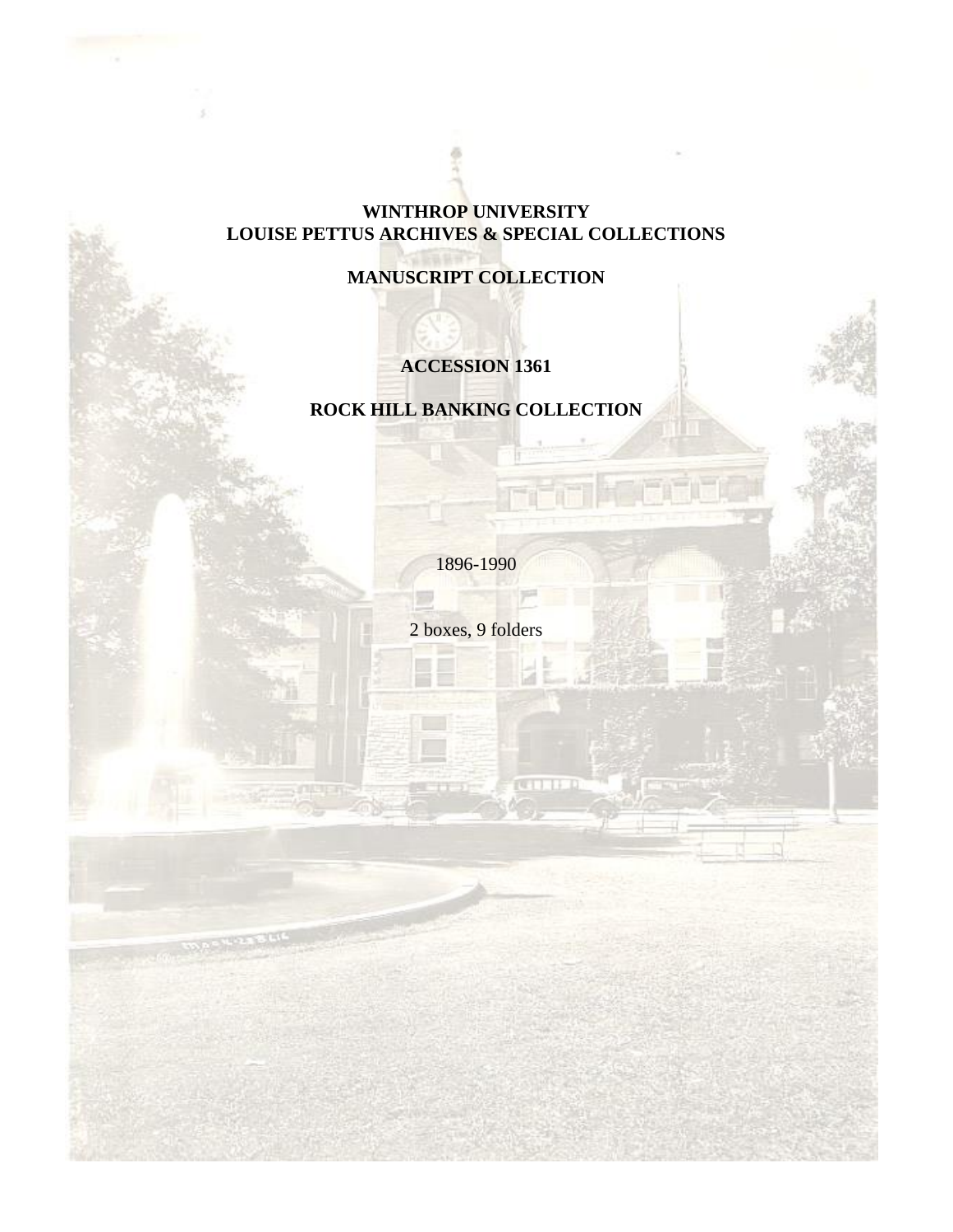**WINTHROP UNIVERSITY**
**LOUISE PETTUS ARCHIVES & SPECIAL COLLECTIONS**

**MANUSCRIPT COLLECTION**

**ACCESSION 1361**

**ROCK HILL BANKING COLLECTION**

1896-1990

2 boxes, 9 folders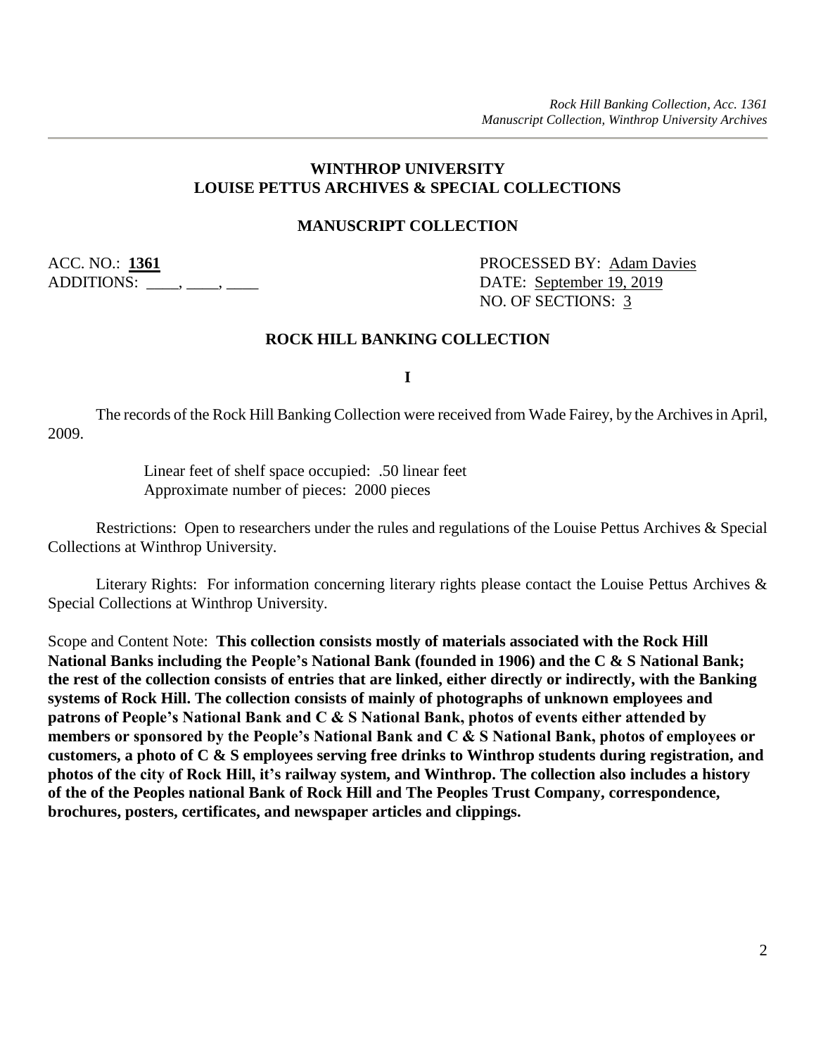## WINTHROP UNIVERSITY
## LOUISE PETTUS ARCHIVES & SPECIAL COLLECTIONS

### MANUSCRIPT COLLECTION

ACC. NO.: **1361**
ADDITIONS: \_\_\_\_, \_\_\_\_, \_\_\_\_

PROCESSED BY: Adam Davies
DATE: September 19, 2019
NO. OF SECTIONS: 3

### ROCK HILL BANKING COLLECTION

**I**

The records of the Rock Hill Banking Collection were received from Wade Fairey, by the Archives in April, 2009.

> Linear feet of shelf space occupied: .50 linear feet
> Approximate number of pieces: 2000 pieces

Restrictions: Open to researchers under the rules and regulations of the Louise Pettus Archives & Special Collections at Winthrop University.

Literary Rights: For information concerning literary rights please contact the Louise Pettus Archives & Special Collections at Winthrop University.

Scope and Content Note: **This collection consists mostly of materials associated with the Rock Hill National Banks including the People's National Bank (founded in 1906) and the C & S National Bank; the rest of the collection consists of entries that are linked, either directly or indirectly, with the Banking systems of Rock Hill. The collection consists of mainly of photographs of unknown employees and patrons of People's National Bank and C & S National Bank, photos of events either attended by members or sponsored by the People's National Bank and C & S National Bank, photos of employees or customers, a photo of C & S employees serving free drinks to Winthrop students during registration, and photos of the city of Rock Hill, it's railway system, and Winthrop. The collection also includes a history of the of the Peoples national Bank of Rock Hill and The Peoples Trust Company, correspondence, brochures, posters, certificates, and newspaper articles and clippings.**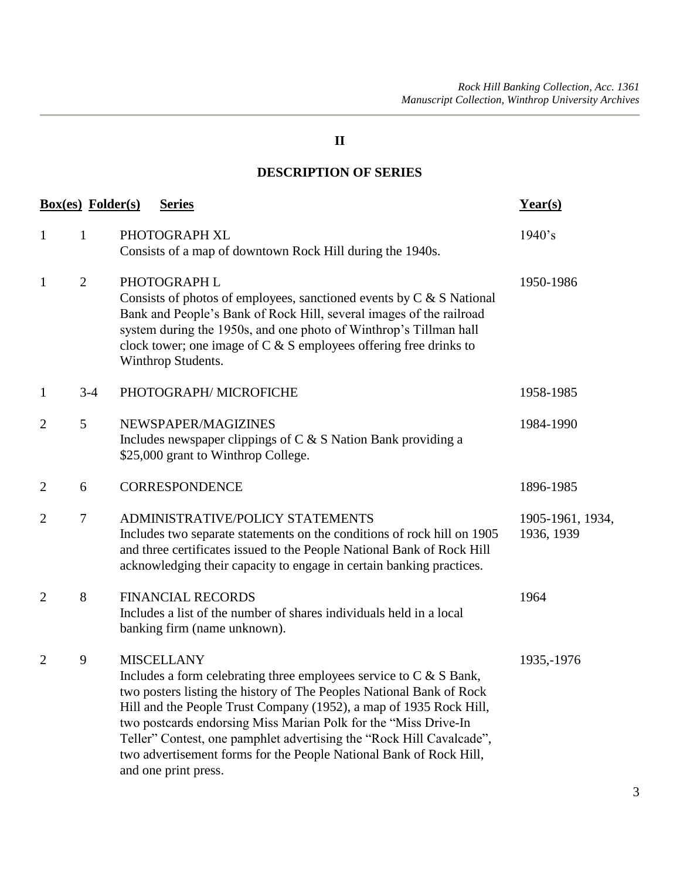## II

## DESCRIPTION OF SERIES

| Box(es) | Folder(s) | Series | Year(s) |
|---|---|---|---|
| 1 | 1 | PHOTOGRAPH XL<br>Consists of a map of downtown Rock Hill during the 1940s. | 1940's |
| 1 | 2 | PHOTOGRAPH L<br>Consists of photos of employees, sanctioned events by C & S National Bank and People's Bank of Rock Hill, several images of the railroad system during the 1950s, and one photo of Winthrop's Tillman hall clock tower; one image of C & S employees offering free drinks to Winthrop Students. | 1950-1986 |
| 1 | 3-4 | PHOTOGRAPH/ MICROFICHE | 1958-1985 |
| 2 | 5 | NEWSPAPER/MAGIZINES<br>Includes newspaper clippings of C & S Nation Bank providing a $25,000 grant to Winthrop College. | 1984-1990 |
| 2 | 6 | CORRESPONDENCE | 1896-1985 |
| 2 | 7 | ADMINISTRATIVE/POLICY STATEMENTS<br>Includes two separate statements on the conditions of rock hill on 1905 and three certificates issued to the People National Bank of Rock Hill acknowledging their capacity to engage in certain banking practices. | 1905-1961, 1934, 1936, 1939 |
| 2 | 8 | FINANCIAL RECORDS<br>Includes a list of the number of shares individuals held in a local banking firm (name unknown). | 1964 |
| 2 | 9 | MISCELLANY<br>Includes a form celebrating three employees service to C & S Bank, two posters listing the history of The Peoples National Bank of Rock Hill and the People Trust Company (1952), a map of 1935 Rock Hill, two postcards endorsing Miss Marian Polk for the "Miss Drive-In Teller" Contest, one pamphlet advertising the "Rock Hill Cavalcade", two advertisement forms for the People National Bank of Rock Hill, and one print press. | 1935,-1976 |